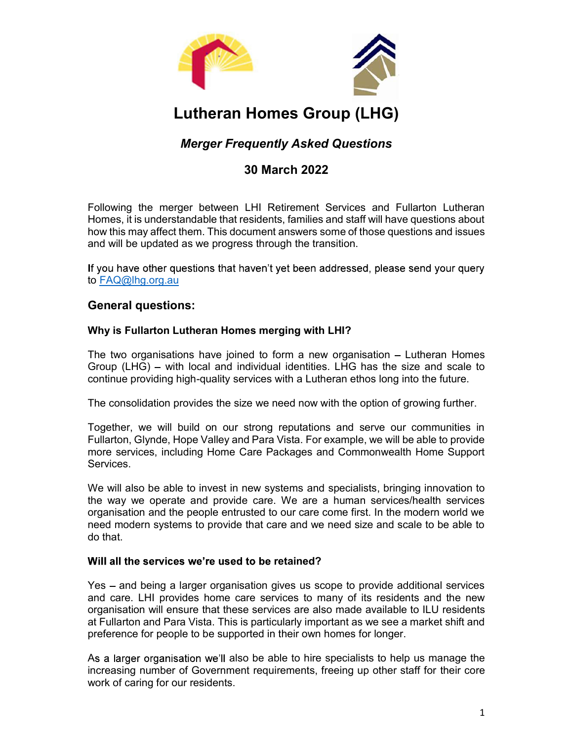# Lutheran Homes Group (LHG)

## *Merger Frequently Asked Questions*

### 30 March 2022

Following the merger between LHI Retirement Services and Fullarton Lutheran Homes, it is understandable that residents, families and staff will have questions about how this may affect them. This document answers some of those questions and issues and will be updated as we progress through the transition.

If you have other questions that haven't yet been addressed, please send your query to FAQ@lhg.org.au

## General questions:

**Why is Fullarton Lutheran Homes merging with LHI?**

The two organisations have joined to form a new organisation – Lutheran Homes Group (LHG) – with local and individual identities. LHG has the size and scale to continue providing high-quality services with a Lutheran ethos long into the future.

The consolidation provides the size we need now with the option of growing further.

Together, we will build on our strong reputations and serve our communities in Fullarton, Glynde, Hope Valley and Para Vista. For example, we will be able to provide more services, including Home Care Packages and Commonwealth Home Support Services.

We will also be able to invest in new systems and specialists, bringing innovation to the way we operate and provide care. We are a human services/health services organisation and the people entrusted to our care come first. In the modern world we need modern systems to provide that care and we need size and scale to be able to do that.

**Will all the services we're used to be retained?**

Yes – and being a larger organisation gives us scope to provide additional services and care. LHI provides home care services to many of its residents and the new organisation will ensure that these services are also made available to ILU residents at Fullarton and Para Vista. This is particularly important as we see a market shift and preference for people to be supported in their own homes for longer.

As a larger organisation we'll also be able to hire specialists to help us manage the increasing number of Government requirements, freeing up other staff for their core work of caring for our residents.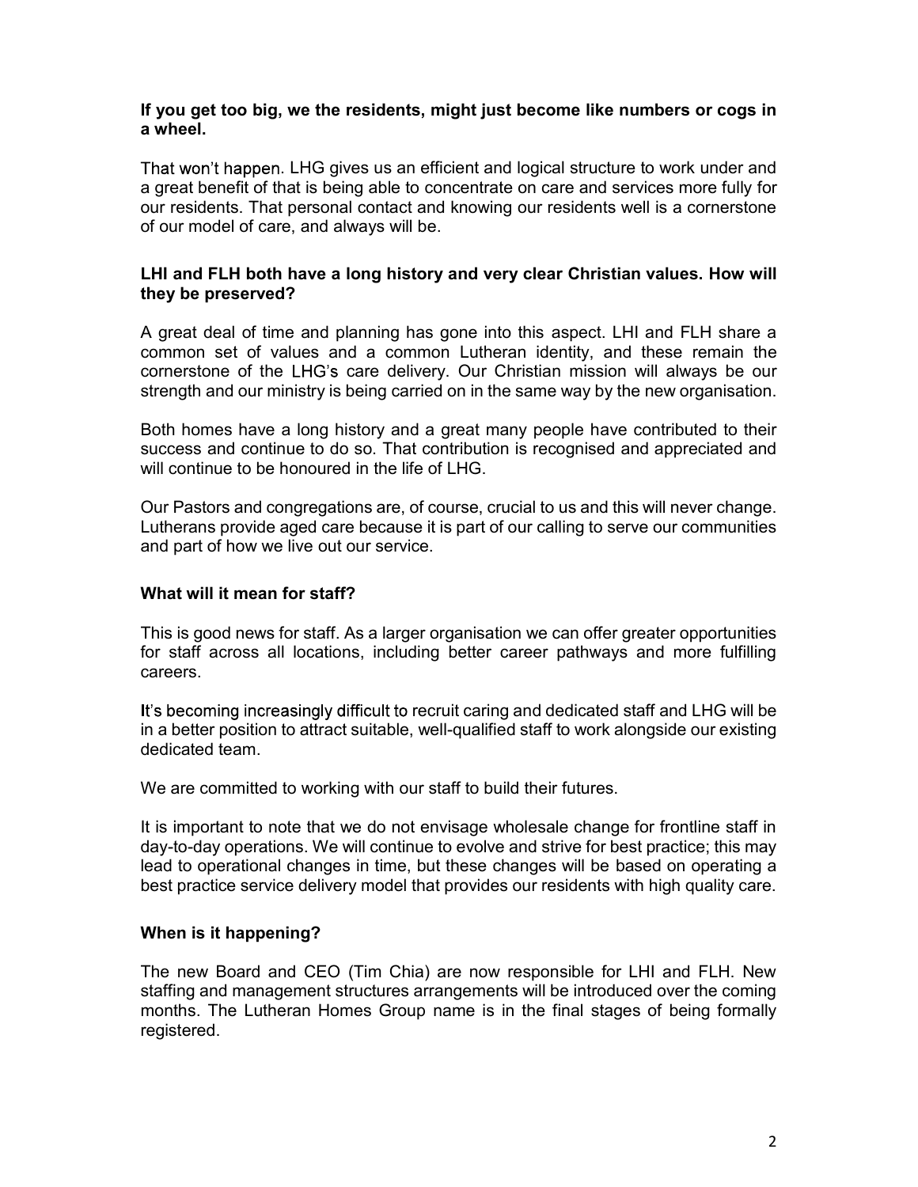**If you get too big, we the residents, might just become like numbers or cogs in a wheel.**

That won't happen. LHG gives us an efficient and logical structure to work under and a great benefit of that is being able to concentrate on care and services more fully for our residents. That personal contact and knowing our residents well is a cornerstone of our model of care, and always will be.

**LHI and FLH both have a long history and very clear Christian values. How will they be preserved?**

A great deal of time and planning has gone into this aspect. LHI and FLH share a common set of values and a common Lutheran identity, and these remain the cornerstone of the LHG's care delivery. Our Christian mission will always be our strength and our ministry is being carried on in the same way by the new organisation.

Both homes have a long history and a great many people have contributed to their success and continue to do so. That contribution is recognised and appreciated and will continue to be honoured in the life of LHG.

Our Pastors and congregations are, of course, crucial to us and this will never change. Lutherans provide aged care because it is part of our calling to serve our communities and part of how we live out our service.

**What will it mean for staff?**

This is good news for staff. As a larger organisation we can offer greater opportunities for staff across all locations, including better career pathways and more fulfilling careers.

It's becoming increasingly difficult to recruit caring and dedicated staff and LHG will be in a better position to attract suitable, well-qualified staff to work alongside our existing dedicated team.

We are committed to working with our staff to build their futures.

It is important to note that we do not envisage wholesale change for frontline staff in day-to-day operations. We will continue to evolve and strive for best practice; this may lead to operational changes in time, but these changes will be based on operating a best practice service delivery model that provides our residents with high quality care.

**When is it happening?**

The new Board and CEO (Tim Chia) are now responsible for LHI and FLH. New staffing and management structures arrangements will be introduced over the coming months. The Lutheran Homes Group name is in the final stages of being formally registered.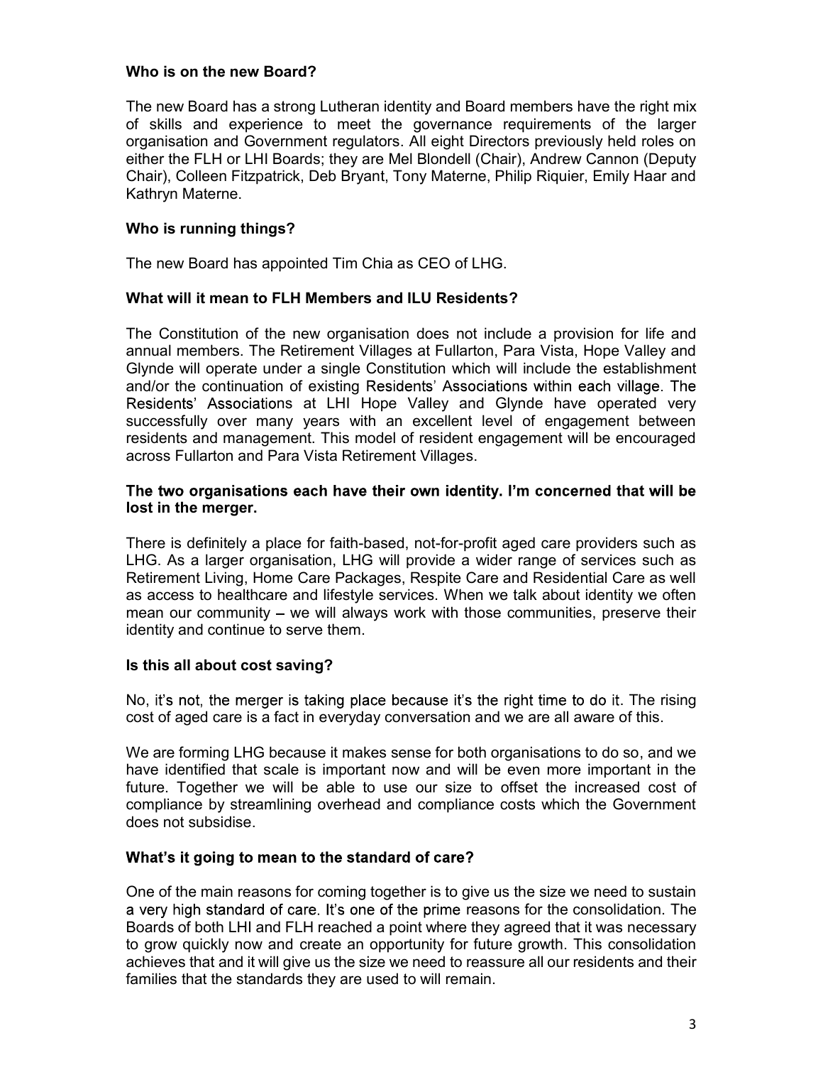**Who is on the new Board?**

The new Board has a strong Lutheran identity and Board members have the right mix of skills and experience to meet the governance requirements of the larger organisation and Government regulators. All eight Directors previously held roles on either the FLH or LHI Boards; they are Mel Blondell (Chair), Andrew Cannon (Deputy Chair), Colleen Fitzpatrick, Deb Bryant, Tony Materne, Philip Riquier, Emily Haar and Kathryn Materne.

**Who is running things?**

The new Board has appointed Tim Chia as CEO of LHG.

**What will it mean to FLH Members and ILU Residents?**

The Constitution of the new organisation does not include a provision for life and annual members. The Retirement Villages at Fullarton, Para Vista, Hope Valley and Glynde will operate under a single Constitution which will include the establishment and/or the continuation of existing Residents' Associations within each village. The Residents' Associations at LHI Hope Valley and Glynde have operated very successfully over many years with an excellent level of engagement between residents and management. This model of resident engagement will be encouraged across Fullarton and Para Vista Retirement Villages.

**The two organisations each have their own identity. I'm concerned that will be lost in the merger.**

There is definitely a place for faith-based, not-for-profit aged care providers such as LHG. As a larger organisation, LHG will provide a wider range of services such as Retirement Living, Home Care Packages, Respite Care and Residential Care as well as access to healthcare and lifestyle services. When we talk about identity we often mean our community – we will always work with those communities, preserve their identity and continue to serve them.

**Is this all about cost saving?**

No, it's not, the merger is taking place because it's the right time to do it. The rising cost of aged care is a fact in everyday conversation and we are all aware of this.

We are forming LHG because it makes sense for both organisations to do so, and we have identified that scale is important now and will be even more important in the future. Together we will be able to use our size to offset the increased cost of compliance by streamlining overhead and compliance costs which the Government does not subsidise.

**What's it going to mean to the standard of care?**

One of the main reasons for coming together is to give us the size we need to sustain a very high standard of care. It's one of the prime reasons for the consolidation. The Boards of both LHI and FLH reached a point where they agreed that it was necessary to grow quickly now and create an opportunity for future growth. This consolidation achieves that and it will give us the size we need to reassure all our residents and their families that the standards they are used to will remain.